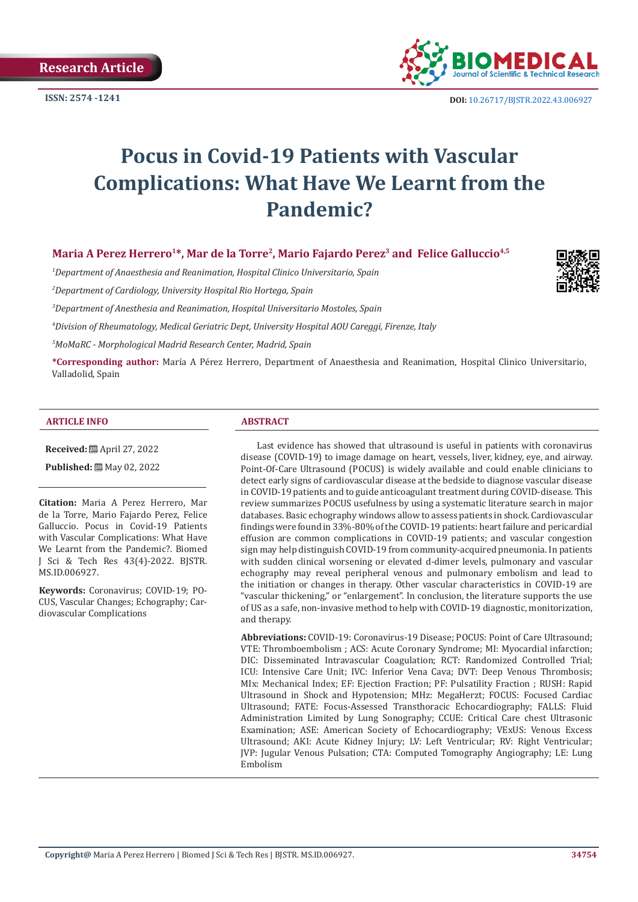Research Article

ISSN: 2574 -1241

DOI: 10.26717/BJSTR.2022.43.006927

# Pocus in Covid-19 Patients with Vascular Complications: What Have We Learnt from the Pandemic?

**Maria A Perez Herrero[1*], Mar de la Torre[2], Mario Fajardo Perez[3] and Felice Galluccio[4,5]**

[1]*Department of Anaesthesia and Reanimation, Hospital Clinico Universitario, Spain*

[2]*Department of Cardiology, University Hospital Rio Hortega, Spain*

[3]*Department of Anesthesia and Reanimation, Hospital Universitario Mostoles, Spain*

[4]*Division of Rheumatology, Medical Geriatric Dept, University Hospital AOU Careggi, Firenze, Italy*

[5]*MoMaRC - Morphological Madrid Research Center, Madrid, Spain*

***Corresponding author:** María A Pérez Herrero, Department of Anaesthesia and Reanimation, Hospital Clinico Universitario, Valladolid, Spain

## ARTICLE INFO

**Received:** April 27, 2022

**Published:** May 02, 2022

**Citation:** Maria A Perez Herrero, Mar de la Torre, Mario Fajardo Perez, Felice Galluccio. Pocus in Covid-19 Patients with Vascular Complications: What Have We Learnt from the Pandemic?. Biomed J Sci & Tech Res 43(4)-2022. BJSTR. MS.ID.006927.

**Keywords:** Coronavirus; COVID-19; POCUS, Vascular Changes; Echography; Cardiovascular Complications

## ABSTRACT

Last evidence has showed that ultrasound is useful in patients with coronavirus disease (COVID-19) to image damage on heart, vessels, liver, kidney, eye, and airway. Point-Of-Care Ultrasound (POCUS) is widely available and could enable clinicians to detect early signs of cardiovascular disease at the bedside to diagnose vascular disease in COVID-19 patients and to guide anticoagulant treatment during COVID-disease. This review summarizes POCUS usefulness by using a systematic literature search in major databases. Basic echography windows allow to assess patients in shock. Cardiovascular findings were found in 33%-80% of the COVID-19 patients: heart failure and pericardial effusion are common complications in COVID-19 patients; and vascular congestion sign may help distinguish COVID-19 from community-acquired pneumonia. In patients with sudden clinical worsening or elevated d-dimer levels, pulmonary and vascular echography may reveal peripheral venous and pulmonary embolism and lead to the initiation or changes in therapy. Other vascular characteristics in COVID-19 are "vascular thickening," or "enlargement". In conclusion, the literature supports the use of US as a safe, non-invasive method to help with COVID-19 diagnostic, monitorization, and therapy.

**Abbreviations:** COVID-19: Coronavirus-19 Disease; POCUS: Point of Care Ultrasound; VTE: Thromboembolism ; ACS: Acute Coronary Syndrome; MI: Myocardial infarction; DIC: Disseminated Intravascular Coagulation; RCT: Randomized Controlled Trial; ICU: Intensive Care Unit; IVC: Inferior Vena Cava; DVT: Deep Venous Thrombosis; MIx: Mechanical Index; EF: Ejection Fraction; PF: Pulsatility Fraction ; RUSH: Rapid Ultrasound in Shock and Hypotension; MHz: MegaHerzt; FOCUS: Focused Cardiac Ultrasound; FATE: Focus-Assessed Transthoracic Echocardiography; FALLS: Fluid Administration Limited by Lung Sonography; CCUE: Critical Care chest Ultrasonic Examination; ASE: American Society of Echocardiography; VExUS: Venous Excess Ultrasound; AKI: Acute Kidney Injury; LV: Left Ventricular; RV: Right Ventricular; JVP: Jugular Venous Pulsation; CTA: Computed Tomography Angiography; LE: Lung Embolism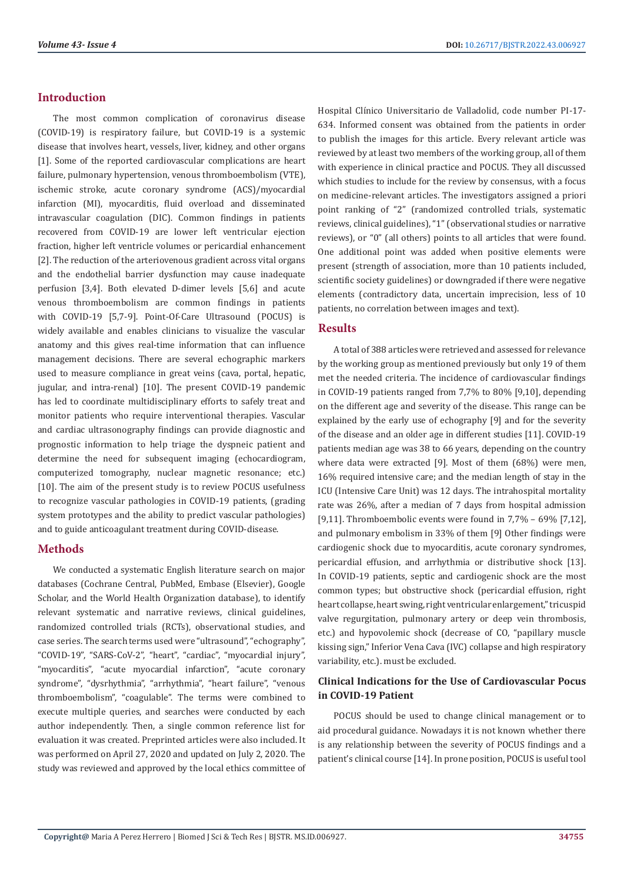## Introduction

The most common complication of coronavirus disease (COVID-19) is respiratory failure, but COVID-19 is a systemic disease that involves heart, vessels, liver, kidney, and other organs [1]. Some of the reported cardiovascular complications are heart failure, pulmonary hypertension, venous thromboembolism (VTE), ischemic stroke, acute coronary syndrome (ACS)/myocardial infarction (MI), myocarditis, fluid overload and disseminated intravascular coagulation (DIC). Common findings in patients recovered from COVID-19 are lower left ventricular ejection fraction, higher left ventricle volumes or pericardial enhancement [2]. The reduction of the arteriovenous gradient across vital organs and the endothelial barrier dysfunction may cause inadequate perfusion [3,4]. Both elevated D-dimer levels [5,6] and acute venous thromboembolism are common findings in patients with COVID-19 [5,7-9]. Point-Of-Care Ultrasound (POCUS) is widely available and enables clinicians to visualize the vascular anatomy and this gives real-time information that can influence management decisions. There are several echographic markers used to measure compliance in great veins (cava, portal, hepatic, jugular, and intra-renal) [10]. The present COVID-19 pandemic has led to coordinate multidisciplinary efforts to safely treat and monitor patients who require interventional therapies. Vascular and cardiac ultrasonography findings can provide diagnostic and prognostic information to help triage the dyspneic patient and determine the need for subsequent imaging (echocardiogram, computerized tomography, nuclear magnetic resonance; etc.) [10]. The aim of the present study is to review POCUS usefulness to recognize vascular pathologies in COVID-19 patients, (grading system prototypes and the ability to predict vascular pathologies) and to guide anticoagulant treatment during COVID-disease.

## Methods

We conducted a systematic English literature search on major databases (Cochrane Central, PubMed, Embase (Elsevier), Google Scholar, and the World Health Organization database), to identify relevant systematic and narrative reviews, clinical guidelines, randomized controlled trials (RCTs), observational studies, and case series. The search terms used were "ultrasound", "echography", "COVID-19", "SARS-CoV-2", "heart", "cardiac", "myocardial injury", "myocarditis", "acute myocardial infarction", "acute coronary syndrome", "dysrhythmia", "arrhythmia", "heart failure", "venous thromboembolism", "coagulable". The terms were combined to execute multiple queries, and searches were conducted by each author independently. Then, a single common reference list for evaluation it was created. Preprinted articles were also included. It was performed on April 27, 2020 and updated on July 2, 2020. The study was reviewed and approved by the local ethics committee of Hospital Clínico Universitario de Valladolid, code number PI-17-634. Informed consent was obtained from the patients in order to publish the images for this article. Every relevant article was reviewed by at least two members of the working group, all of them with experience in clinical practice and POCUS. They all discussed which studies to include for the review by consensus, with a focus on medicine-relevant articles. The investigators assigned a priori point ranking of "2" (randomized controlled trials, systematic reviews, clinical guidelines), "1" (observational studies or narrative reviews), or "0" (all others) points to all articles that were found. One additional point was added when positive elements were present (strength of association, more than 10 patients included, scientific society guidelines) or downgraded if there were negative elements (contradictory data, uncertain imprecision, less of 10 patients, no correlation between images and text).

## Results

A total of 388 articles were retrieved and assessed for relevance by the working group as mentioned previously but only 19 of them met the needed criteria. The incidence of cardiovascular findings in COVID-19 patients ranged from 7,7% to 80% [9,10], depending on the different age and severity of the disease. This range can be explained by the early use of echography [9] and for the severity of the disease and an older age in different studies [11]. COVID-19 patients median age was 38 to 66 years, depending on the country where data were extracted [9]. Most of them (68%) were men, 16% required intensive care; and the median length of stay in the ICU (Intensive Care Unit) was 12 days. The intrahospital mortality rate was 26%, after a median of 7 days from hospital admission [9,11]. Thromboembolic events were found in 7,7% – 69% [7,12], and pulmonary embolism in 33% of them [9] Other findings were cardiogenic shock due to myocarditis, acute coronary syndromes, pericardial effusion, and arrhythmia or distributive shock [13]. In COVID-19 patients, septic and cardiogenic shock are the most common types; but obstructive shock (pericardial effusion, right heart collapse, heart swing, right ventricular enlargement," tricuspid valve regurgitation, pulmonary artery or deep vein thrombosis, etc.) and hypovolemic shock (decrease of CO, "papillary muscle kissing sign," Inferior Vena Cava (IVC) collapse and high respiratory variability, etc.). must be excluded.

### Clinical Indications for the Use of Cardiovascular Pocus in COVID-19 Patient

POCUS should be used to change clinical management or to aid procedural guidance. Nowadays it is not known whether there is any relationship between the severity of POCUS findings and a patient's clinical course [14]. In prone position, POCUS is useful tool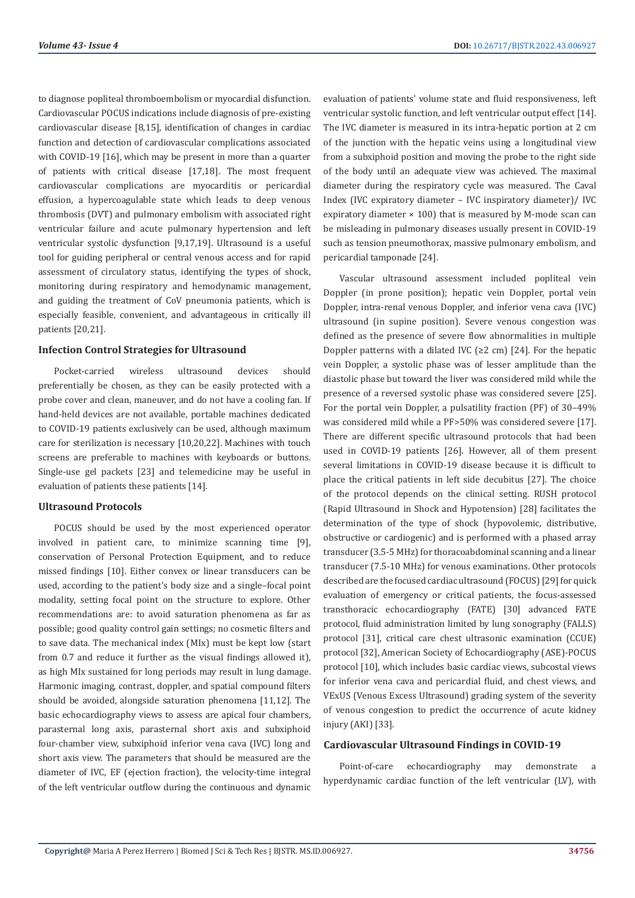to diagnose popliteal thromboembolism or myocardial disfunction. Cardiovascular POCUS indications include diagnosis of pre-existing cardiovascular disease [8,15], identification of changes in cardiac function and detection of cardiovascular complications associated with COVID-19 [16], which may be present in more than a quarter of patients with critical disease [17,18]. The most frequent cardiovascular complications are myocarditis or pericardial effusion, a hypercoagulable state which leads to deep venous thrombosis (DVT) and pulmonary embolism with associated right ventricular failure and acute pulmonary hypertension and left ventricular systolic dysfunction [9,17,19]. Ultrasound is a useful tool for guiding peripheral or central venous access and for rapid assessment of circulatory status, identifying the types of shock, monitoring during respiratory and hemodynamic management, and guiding the treatment of CoV pneumonia patients, which is especially feasible, convenient, and advantageous in critically ill patients [20,21].

### Infection Control Strategies for Ultrasound

Pocket-carried wireless ultrasound devices should preferentially be chosen, as they can be easily protected with a probe cover and clean, maneuver, and do not have a cooling fan. If hand-held devices are not available, portable machines dedicated to COVID-19 patients exclusively can be used, although maximum care for sterilization is necessary [10,20,22]. Machines with touch screens are preferable to machines with keyboards or buttons. Single-use gel packets [23] and telemedicine may be useful in evaluation of patients these patients [14].

### Ultrasound Protocols

POCUS should be used by the most experienced operator involved in patient care, to minimize scanning time [9], conservation of Personal Protection Equipment, and to reduce missed findings [10]. Either convex or linear transducers can be used, according to the patient's body size and a single–focal point modality, setting focal point on the structure to explore. Other recommendations are: to avoid saturation phenomena as far as possible; good quality control gain settings; no cosmetic filters and to save data. The mechanical index (MIx) must be kept low (start from 0.7 and reduce it further as the visual findings allowed it), as high MIx sustained for long periods may result in lung damage. Harmonic imaging, contrast, doppler, and spatial compound filters should be avoided, alongside saturation phenomena [11,12]. The basic echocardiography views to assess are apical four chambers, parasternal long axis, parasternal short axis and subxiphoid four-chamber view, subxiphoid inferior vena cava (IVC) long and short axis view. The parameters that should be measured are the diameter of IVC, EF (ejection fraction), the velocity-time integral of the left ventricular outflow during the continuous and dynamic evaluation of patients' volume state and fluid responsiveness, left ventricular systolic function, and left ventricular output effect [14]. The IVC diameter is measured in its intra-hepatic portion at 2 cm of the junction with the hepatic veins using a longitudinal view from a subxiphoid position and moving the probe to the right side of the body until an adequate view was achieved. The maximal diameter during the respiratory cycle was measured. The Caval Index (IVC expiratory diameter – IVC inspiratory diameter)/ IVC expiratory diameter × 100) that is measured by M-mode scan can be misleading in pulmonary diseases usually present in COVID-19 such as tension pneumothorax, massive pulmonary embolism, and pericardial tamponade [24].

Vascular ultrasound assessment included popliteal vein Doppler (in prone position); hepatic vein Doppler, portal vein Doppler, intra-renal venous Doppler, and inferior vena cava (IVC) ultrasound (in supine position). Severe venous congestion was defined as the presence of severe flow abnormalities in multiple Doppler patterns with a dilated IVC (≥2 cm) [24]. For the hepatic vein Doppler, a systolic phase was of lesser amplitude than the diastolic phase but toward the liver was considered mild while the presence of a reversed systolic phase was considered severe [25]. For the portal vein Doppler, a pulsatility fraction (PF) of 30–49% was considered mild while a PF>50% was considered severe [17]. There are different specific ultrasound protocols that had been used in COVID-19 patients [26]. However, all of them present several limitations in COVID-19 disease because it is difficult to place the critical patients in left side decubitus [27]. The choice of the protocol depends on the clinical setting. RUSH protocol (Rapid Ultrasound in Shock and Hypotension) [28] facilitates the determination of the type of shock (hypovolemic, distributive, obstructive or cardiogenic) and is performed with a phased array transducer (3.5-5 MHz) for thoracoabdominal scanning and a linear transducer (7.5-10 MHz) for venous examinations. Other protocols described are the focused cardiac ultrasound (FOCUS) [29] for quick evaluation of emergency or critical patients, the focus-assessed transthoracic echocardiography (FATE) [30] advanced FATE protocol, fluid administration limited by lung sonography (FALLS) protocol [31], critical care chest ultrasonic examination (CCUE) protocol [32], American Society of Echocardiography (ASE)-POCUS protocol [10], which includes basic cardiac views, subcostal views for inferior vena cava and pericardial fluid, and chest views, and VExUS (Venous Excess Ultrasound) grading system of the severity of venous congestion to predict the occurrence of acute kidney injury (AKI) [33].

### Cardiovascular Ultrasound Findings in COVID-19

Point-of-care echocardiography may demonstrate a hyperdynamic cardiac function of the left ventricular (LV), with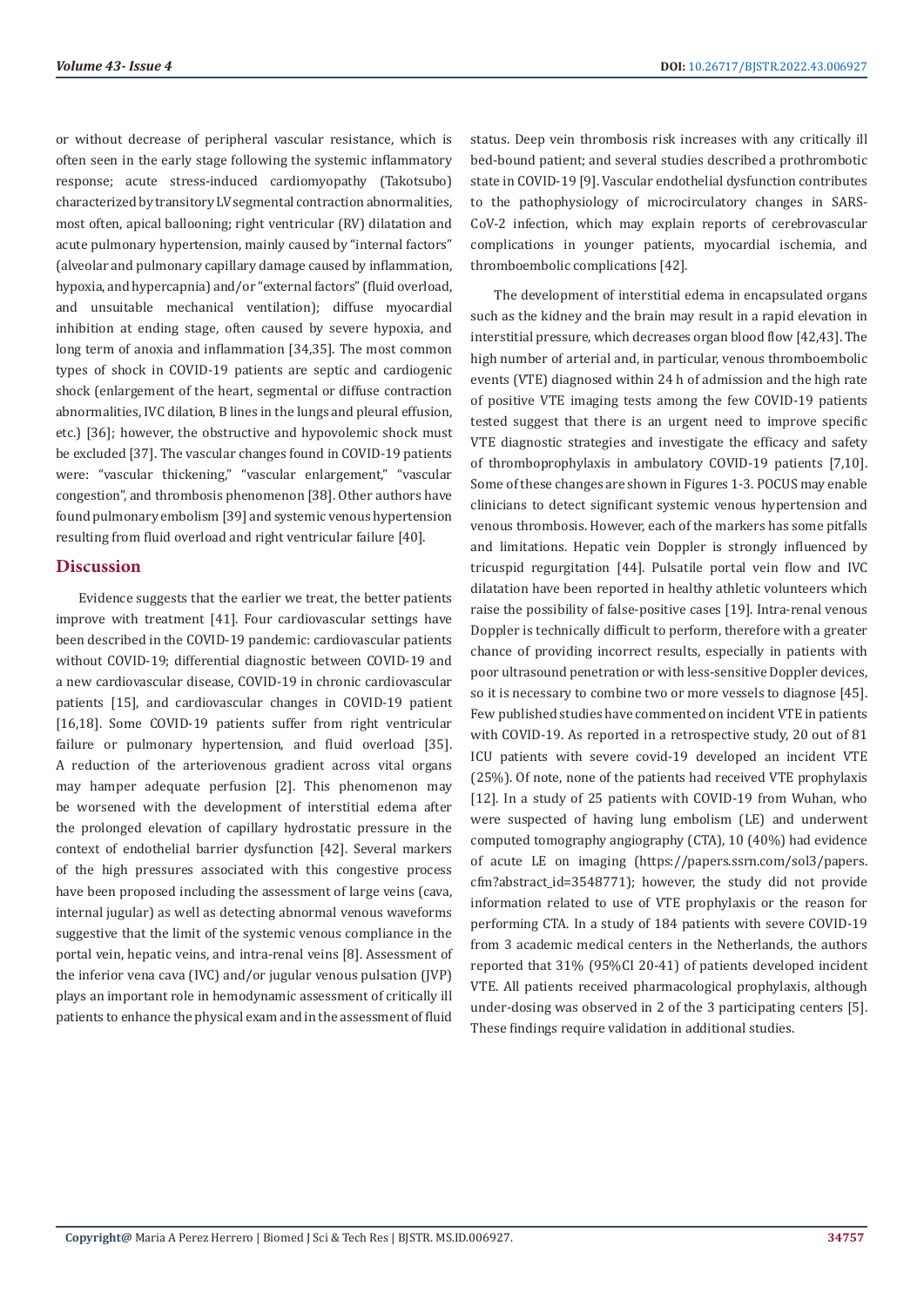or without decrease of peripheral vascular resistance, which is often seen in the early stage following the systemic inflammatory response; acute stress-induced cardiomyopathy (Takotsubo) characterized by transitory LV segmental contraction abnormalities, most often, apical ballooning; right ventricular (RV) dilatation and acute pulmonary hypertension, mainly caused by "internal factors" (alveolar and pulmonary capillary damage caused by inflammation, hypoxia, and hypercapnia) and/or "external factors" (fluid overload, and unsuitable mechanical ventilation); diffuse myocardial inhibition at ending stage, often caused by severe hypoxia, and long term of anoxia and inflammation [34,35]. The most common types of shock in COVID-19 patients are septic and cardiogenic shock (enlargement of the heart, segmental or diffuse contraction abnormalities, IVC dilation, B lines in the lungs and pleural effusion, etc.) [36]; however, the obstructive and hypovolemic shock must be excluded [37]. The vascular changes found in COVID-19 patients were: "vascular thickening," "vascular enlargement," "vascular congestion", and thrombosis phenomenon [38]. Other authors have found pulmonary embolism [39] and systemic venous hypertension resulting from fluid overload and right ventricular failure [40].

## Discussion

Evidence suggests that the earlier we treat, the better patients improve with treatment [41]. Four cardiovascular settings have been described in the COVID-19 pandemic: cardiovascular patients without COVID-19; differential diagnostic between COVID-19 and a new cardiovascular disease, COVID-19 in chronic cardiovascular patients [15], and cardiovascular changes in COVID-19 patient [16,18]. Some COVID-19 patients suffer from right ventricular failure or pulmonary hypertension, and fluid overload [35]. A reduction of the arteriovenous gradient across vital organs may hamper adequate perfusion [2]. This phenomenon may be worsened with the development of interstitial edema after the prolonged elevation of capillary hydrostatic pressure in the context of endothelial barrier dysfunction [42]. Several markers of the high pressures associated with this congestive process have been proposed including the assessment of large veins (cava, internal jugular) as well as detecting abnormal venous waveforms suggestive that the limit of the systemic venous compliance in the portal vein, hepatic veins, and intra-renal veins [8]. Assessment of the inferior vena cava (IVC) and/or jugular venous pulsation (JVP) plays an important role in hemodynamic assessment of critically ill patients to enhance the physical exam and in the assessment of fluid status. Deep vein thrombosis risk increases with any critically ill bed-bound patient; and several studies described a prothrombotic state in COVID-19 [9]. Vascular endothelial dysfunction contributes to the pathophysiology of microcirculatory changes in SARS-CoV-2 infection, which may explain reports of cerebrovascular complications in younger patients, myocardial ischemia, and thromboembolic complications [42].

The development of interstitial edema in encapsulated organs such as the kidney and the brain may result in a rapid elevation in interstitial pressure, which decreases organ blood flow [42,43]. The high number of arterial and, in particular, venous thromboembolic events (VTE) diagnosed within 24 h of admission and the high rate of positive VTE imaging tests among the few COVID-19 patients tested suggest that there is an urgent need to improve specific VTE diagnostic strategies and investigate the efficacy and safety of thromboprophylaxis in ambulatory COVID-19 patients [7,10]. Some of these changes are shown in Figures 1-3. POCUS may enable clinicians to detect significant systemic venous hypertension and venous thrombosis. However, each of the markers has some pitfalls and limitations. Hepatic vein Doppler is strongly influenced by tricuspid regurgitation [44]. Pulsatile portal vein flow and IVC dilatation have been reported in healthy athletic volunteers which raise the possibility of false-positive cases [19]. Intra-renal venous Doppler is technically difficult to perform, therefore with a greater chance of providing incorrect results, especially in patients with poor ultrasound penetration or with less-sensitive Doppler devices, so it is necessary to combine two or more vessels to diagnose [45]. Few published studies have commented on incident VTE in patients with COVID-19. As reported in a retrospective study, 20 out of 81 ICU patients with severe covid-19 developed an incident VTE (25%). Of note, none of the patients had received VTE prophylaxis [12]. In a study of 25 patients with COVID-19 from Wuhan, who were suspected of having lung embolism (LE) and underwent computed tomography angiography (CTA), 10 (40%) had evidence of acute LE on imaging (https://papers.ssrn.com/sol3/papers.cfm?abstract_id=3548771); however, the study did not provide information related to use of VTE prophylaxis or the reason for performing CTA. In a study of 184 patients with severe COVID-19 from 3 academic medical centers in the Netherlands, the authors reported that 31% (95%CI 20-41) of patients developed incident VTE. All patients received pharmacological prophylaxis, although under-dosing was observed in 2 of the 3 participating centers [5]. These findings require validation in additional studies.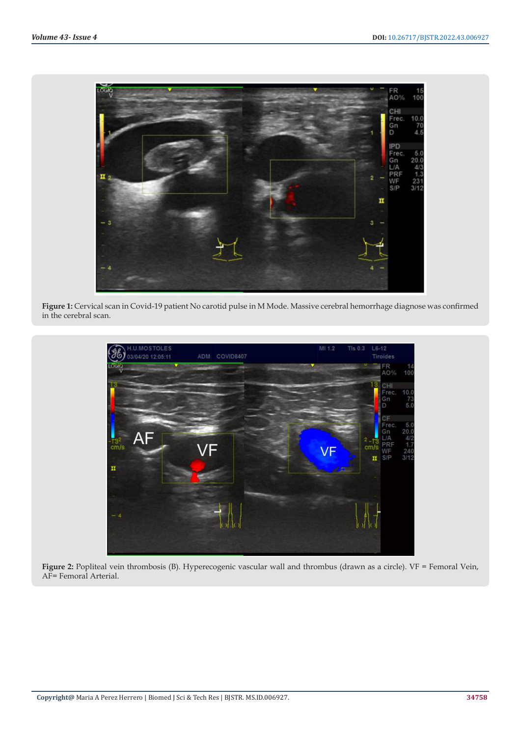**Figure 1:** Cervical scan in Covid-19 patient No carotid pulse in M Mode. Massive cerebral hemorrhage diagnose was confirmed in the cerebral scan.

**Figure 2:** Popliteal vein thrombosis (B). Hyperecogenic vascular wall and thrombus (drawn as a circle). VF = Femoral Vein, AF= Femoral Arterial.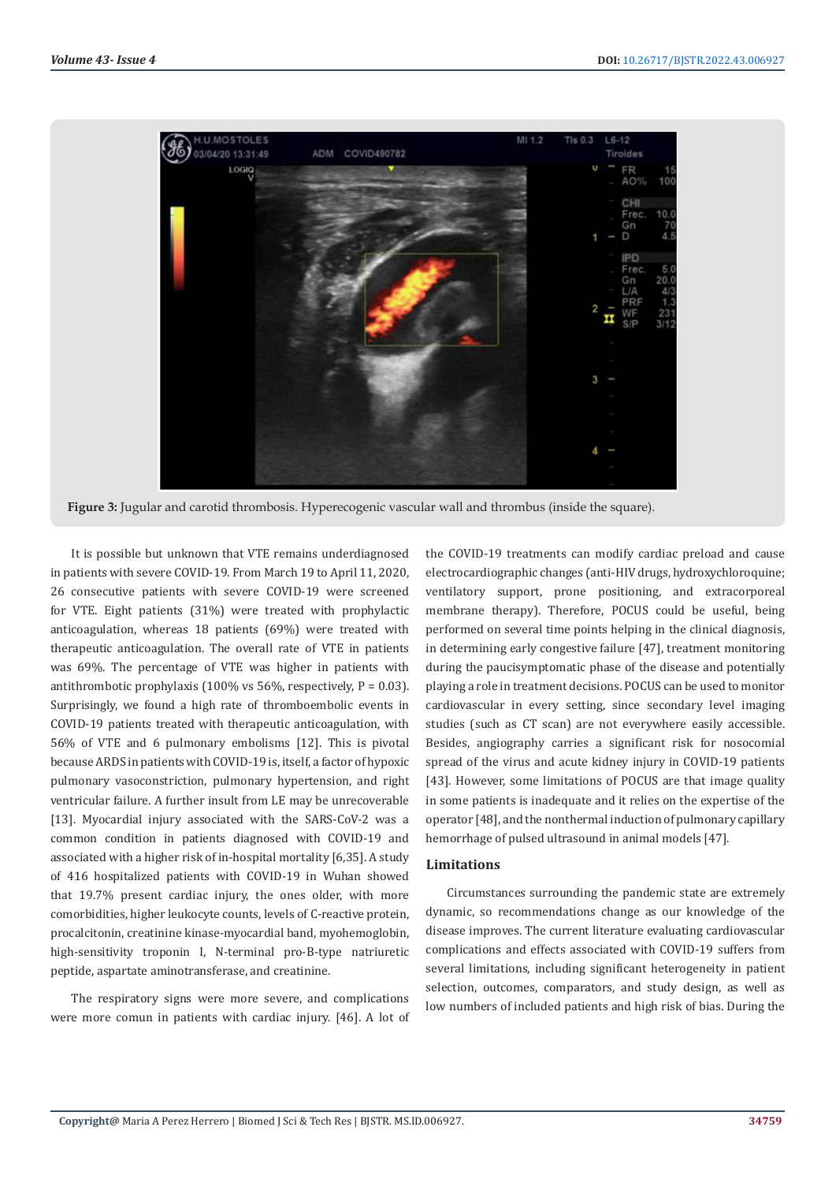**Figure 3:** Jugular and carotid thrombosis. Hyperecogenic vascular wall and thrombus (inside the square).

It is possible but unknown that VTE remains underdiagnosed in patients with severe COVID-19. From March 19 to April 11, 2020, 26 consecutive patients with severe COVID-19 were screened for VTE. Eight patients (31%) were treated with prophylactic anticoagulation, whereas 18 patients (69%) were treated with therapeutic anticoagulation. The overall rate of VTE in patients was 69%. The percentage of VTE was higher in patients with antithrombotic prophylaxis (100% vs 56%, respectively, $P = 0.03$). Surprisingly, we found a high rate of thromboembolic events in COVID-19 patients treated with therapeutic anticoagulation, with 56% of VTE and 6 pulmonary embolisms [12]. This is pivotal because ARDS in patients with COVID-19 is, itself, a factor of hypoxic pulmonary vasoconstriction, pulmonary hypertension, and right ventricular failure. A further insult from LE may be unrecoverable [13]. Myocardial injury associated with the SARS-CoV-2 was a common condition in patients diagnosed with COVID-19 and associated with a higher risk of in-hospital mortality [6,35]. A study of 416 hospitalized patients with COVID-19 in Wuhan showed that 19.7% present cardiac injury, the ones older, with more comorbidities, higher leukocyte counts, levels of C-reactive protein, procalcitonin, creatinine kinase-myocardial band, myohemoglobin, high-sensitivity troponin I, N-terminal pro-B-type natriuretic peptide, aspartate aminotransferase, and creatinine.

The respiratory signs were more severe, and complications were more comun in patients with cardiac injury. [46]. A lot of the COVID-19 treatments can modify cardiac preload and cause electrocardiographic changes (anti-HIV drugs, hydroxychloroquine; ventilatory support, prone positioning, and extracorporeal membrane therapy). Therefore, POCUS could be useful, being performed on several time points helping in the clinical diagnosis, in determining early congestive failure [47], treatment monitoring during the paucisymptomatic phase of the disease and potentially playing a role in treatment decisions. POCUS can be used to monitor cardiovascular in every setting, since secondary level imaging studies (such as CT scan) are not everywhere easily accessible. Besides, angiography carries a significant risk for nosocomial spread of the virus and acute kidney injury in COVID-19 patients [43]. However, some limitations of POCUS are that image quality in some patients is inadequate and it relies on the expertise of the operator [48], and the nonthermal induction of pulmonary capillary hemorrhage of pulsed ultrasound in animal models [47].

## Limitations

Circumstances surrounding the pandemic state are extremely dynamic, so recommendations change as our knowledge of the disease improves. The current literature evaluating cardiovascular complications and effects associated with COVID-19 suffers from several limitations, including significant heterogeneity in patient selection, outcomes, comparators, and study design, as well as low numbers of included patients and high risk of bias. During the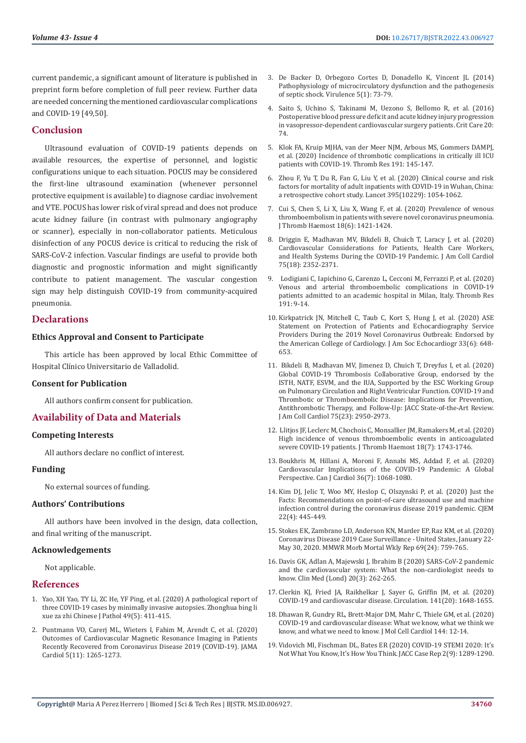current pandemic, a significant amount of literature is published in preprint form before completion of full peer review. Further data are needed concerning the mentioned cardiovascular complications and COVID-19 [49,50].

## Conclusion

Ultrasound evaluation of COVID-19 patients depends on available resources, the expertise of personnel, and logistic configurations unique to each situation. POCUS may be considered the first-line ultrasound examination (whenever personnel protective equipment is available) to diagnose cardiac involvement and VTE. POCUS has lower risk of viral spread and does not produce acute kidney failure (in contrast with pulmonary angiography or scanner), especially in non-collaborator patients. Meticulous disinfection of any POCUS device is critical to reducing the risk of SARS-CoV-2 infection. Vascular findings are useful to provide both diagnostic and prognostic information and might significantly contribute to patient management. The vascular congestion sign may help distinguish COVID-19 from community-acquired pneumonia.

## Declarations

### Ethics Approval and Consent to Participate

This article has been approved by local Ethic Committee of Hospital Clínico Universitario de Valladolid.

### Consent for Publication

All authors confirm consent for publication.

## Availability of Data and Materials

### Competing Interests

All authors declare no conflict of interest.

### Funding

No external sources of funding.

### Authors' Contributions

All authors have been involved in the design, data collection, and final writing of the manuscript.

### Acknowledgements

Not applicable.

## References

1. Yao, XH Yao, TY Li, ZC He, YF Ping, et al. (2020) A pathological report of three COVID-19 cases by minimally invasive autopsies. Zhonghua bing li xue za zhi Chinese J Pathol 49(5): 411-415.
2. Puntmann VO, Carerj ML, Wieters I, Fahim M, Arendt C, et al. (2020) Outcomes of Cardiovascular Magnetic Resonance Imaging in Patients Recently Recovered from Coronavirus Disease 2019 (COVID-19). JAMA Cardiol 5(11): 1265-1273.
3. De Backer D, Orbegozo Cortes D, Donadello K, Vincent JL (2014) Pathophysiology of microcirculatory dysfunction and the pathogenesis of septic shock. Virulence 5(1): 73-79.
4. Saito S, Uchino S, Takinami M, Uezono S, Bellomo R, et al. (2016) Postoperative blood pressure deficit and acute kidney injury progression in vasopressor-dependent cardiovascular surgery patients. Crit Care 20: 74.
5. Klok FA, Kruip MJHA, van der Meer NJM, Arbous MS, Gommers DAMPJ, et al. (2020) Incidence of thrombotic complications in critically ill ICU patients with COVID-19. Thromb Res 191: 145-147.
6. Zhou F, Yu T, Du R, Fan G, Liu Y, et al. (2020) Clinical course and risk factors for mortality of adult inpatients with COVID-19 in Wuhan, China: a retrospective cohort study. Lancet 395(10229): 1054-1062.
7. Cui S, Chen S, Li X, Liu X, Wang F, et al. (2020) Prevalence of venous thromboembolism in patients with severe novel coronavirus pneumonia. J Thromb Haemost 18(6): 1421-1424.
8. Driggin E, Madhavan MV, Bikdeli B, Chuich T, Laracy J, et al. (2020) Cardiovascular Considerations for Patients, Health Care Workers, and Health Systems During the COVID-19 Pandemic. J Am Coll Cardiol 75(18): 2352-2371.
9. Lodigiani C, Iapichino G, Carenzo L, Cecconi M, Ferrazzi P, et al. (2020) Venous and arterial thromboembolic complications in COVID-19 patients admitted to an academic hospital in Milan, Italy. Thromb Res 191: 9-14.
10. Kirkpatrick JN, Mitchell C, Taub C, Kort S, Hung J, et al. (2020) ASE Statement on Protection of Patients and Echocardiography Service Providers During the 2019 Novel Coronavirus Outbreak: Endorsed by the American College of Cardiology. J Am Soc Echocardiogr 33(6): 648-653.
11. Bikdeli B, Madhavan MV, Jimenez D, Chuich T, Dreyfus I, et al. (2020) Global COVID-19 Thrombosis Collaborative Group, endorsed by the ISTH, NATF, ESVM, and the IUA, Supported by the ESC Working Group on Pulmonary Circulation and Right Ventricular Function. COVID-19 and Thrombotic or Thromboembolic Disease: Implications for Prevention, Antithrombotic Therapy, and Follow-Up: JACC State-of-the-Art Review. J Am Coll Cardiol 75(23): 2950-2973.
12. Llitjos JF, Leclerc M, Chochois C, Monsallier JM, Ramakers M, et al. (2020) High incidence of venous thromboembolic events in anticoagulated severe COVID-19 patients. J Thromb Haemost 18(7): 1743-1746.
13. Boukhris M, Hillani A, Moroni F, Annabi MS, Addad F, et al. (2020) Cardiovascular Implications of the COVID-19 Pandemic: A Global Perspective. Can J Cardiol 36(7): 1068-1080.
14. Kim DJ, Jelic T, Woo MY, Heslop C, Olszynski P, et al. (2020) Just the Facts: Recommendations on point-of-care ultrasound use and machine infection control during the coronavirus disease 2019 pandemic. CJEM 22(4): 445-449.
15. Stokes EK, Zambrano LD, Anderson KN, Marder EP, Raz KM, et al. (2020) Coronavirus Disease 2019 Case Surveillance - United States, January 22-May 30, 2020. MMWR Morb Mortal Wkly Rep 69(24): 759-765.
16. Davis GK, Adlan A, Majewski J, Ibrahim B (2020) SARS-CoV-2 pandemic and the cardiovascular system: What the non-cardiologist needs to know. Clin Med (Lond) 20(3): 262-265.
17. Clerkin KJ, Fried JA, Raikhelkar J, Sayer G, Griffin JM, et al. (2020) COVID-19 and cardiovascular disease. Circulation. 141(20): 1648-1655.
18. Dhawan R, Gundry RL, Brett-Major DM, Mahr C, Thiele GM, et al. (2020) COVID-19 and cardiovascular disease: What we know, what we think we know, and what we need to know. J Mol Cell Cardiol 144: 12-14.
19. Vidovich MI, Fischman DL, Bates ER (2020) COVID-19 STEMI 2020: It's Not What You Know, It's How You Think. JACC Case Rep 2(9): 1289-1290.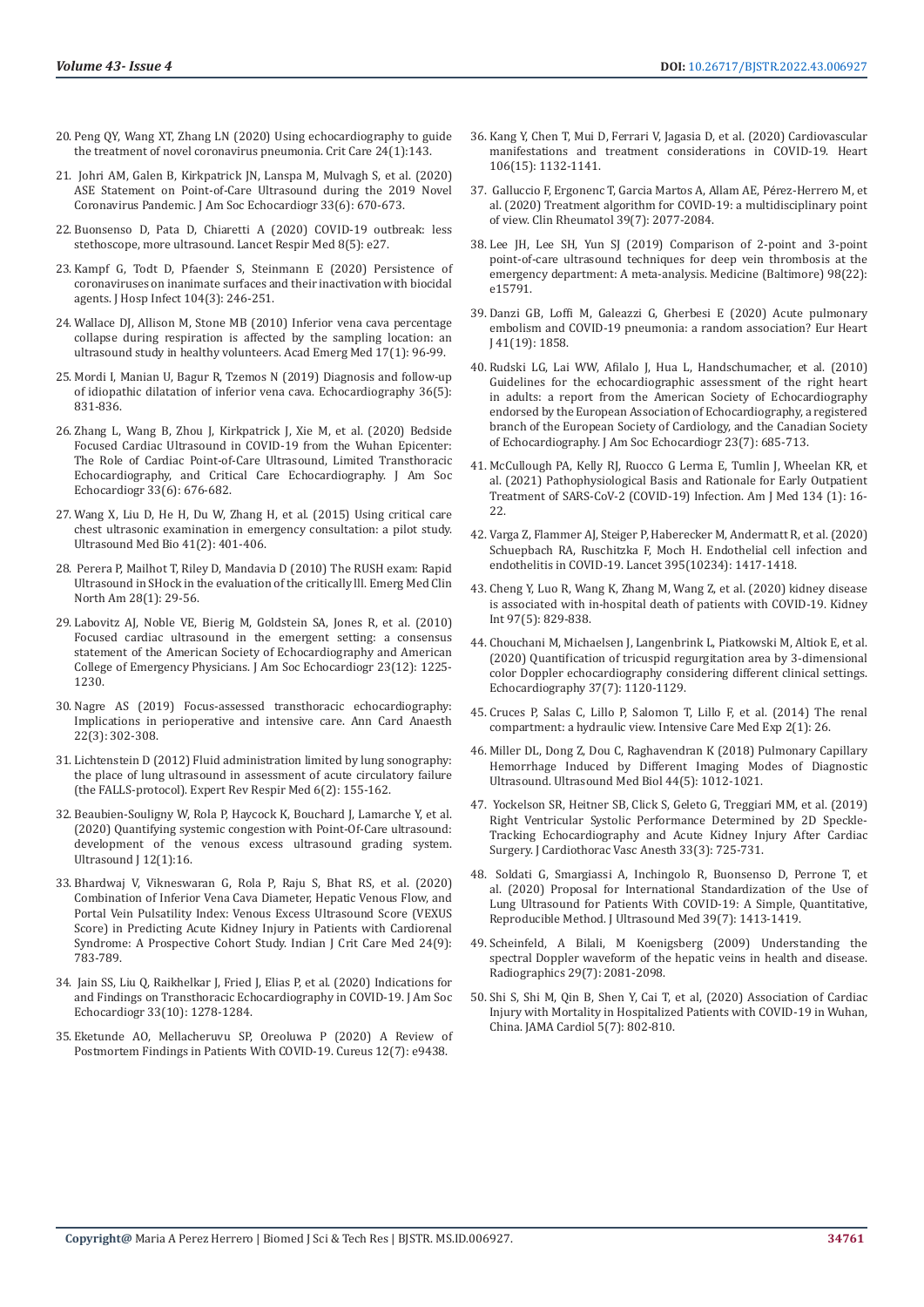20. Peng QY, Wang XT, Zhang LN (2020) Using echocardiography to guide the treatment of novel coronavirus pneumonia. Crit Care 24(1):143.
21. Johri AM, Galen B, Kirkpatrick JN, Lanspa M, Mulvagh S, et al. (2020) ASE Statement on Point-of-Care Ultrasound during the 2019 Novel Coronavirus Pandemic. J Am Soc Echocardiogr 33(6): 670-673.
22. Buonsenso D, Pata D, Chiaretti A (2020) COVID-19 outbreak: less stethoscope, more ultrasound. Lancet Respir Med 8(5): e27.
23. Kampf G, Todt D, Pfaender S, Steinmann E (2020) Persistence of coronaviruses on inanimate surfaces and their inactivation with biocidal agents. J Hosp Infect 104(3): 246-251.
24. Wallace DJ, Allison M, Stone MB (2010) Inferior vena cava percentage collapse during respiration is affected by the sampling location: an ultrasound study in healthy volunteers. Acad Emerg Med 17(1): 96-99.
25. Mordi I, Manian U, Bagur R, Tzemos N (2019) Diagnosis and follow-up of idiopathic dilatation of inferior vena cava. Echocardiography 36(5): 831-836.
26. Zhang L, Wang B, Zhou J, Kirkpatrick J, Xie M, et al. (2020) Bedside Focused Cardiac Ultrasound in COVID-19 from the Wuhan Epicenter: The Role of Cardiac Point-of-Care Ultrasound, Limited Transthoracic Echocardiography, and Critical Care Echocardiography. J Am Soc Echocardiogr 33(6): 676-682.
27. Wang X, Liu D, He H, Du W, Zhang H, et al. (2015) Using critical care chest ultrasonic examination in emergency consultation: a pilot study. Ultrasound Med Bio 41(2): 401-406.
28. Perera P, Mailhot T, Riley D, Mandavia D (2010) The RUSH exam: Rapid Ultrasound in SHock in the evaluation of the critically lll. Emerg Med Clin North Am 28(1): 29-56.
29. Labovitz AJ, Noble VE, Bierig M, Goldstein SA, Jones R, et al. (2010) Focused cardiac ultrasound in the emergent setting: a consensus statement of the American Society of Echocardiography and American College of Emergency Physicians. J Am Soc Echocardiogr 23(12): 1225-1230.
30. Nagre AS (2019) Focus-assessed transthoracic echocardiography: Implications in perioperative and intensive care. Ann Card Anaesth 22(3): 302-308.
31. Lichtenstein D (2012) Fluid administration limited by lung sonography: the place of lung ultrasound in assessment of acute circulatory failure (the FALLS-protocol). Expert Rev Respir Med 6(2): 155-162.
32. Beaubien-Souligny W, Rola P, Haycock K, Bouchard J, Lamarche Y, et al. (2020) Quantifying systemic congestion with Point-Of-Care ultrasound: development of the venous excess ultrasound grading system. Ultrasound J 12(1):16.
33. Bhardwaj V, Vikneswaran G, Rola P, Raju S, Bhat RS, et al. (2020) Combination of Inferior Vena Cava Diameter, Hepatic Venous Flow, and Portal Vein Pulsatility Index: Venous Excess Ultrasound Score (VEXUS Score) in Predicting Acute Kidney Injury in Patients with Cardiorenal Syndrome: A Prospective Cohort Study. Indian J Crit Care Med 24(9): 783-789.
34. Jain SS, Liu Q, Raikhelkar J, Fried J, Elias P, et al. (2020) Indications for and Findings on Transthoracic Echocardiography in COVID-19. J Am Soc Echocardiogr 33(10): 1278-1284.
35. Eketunde AO, Mellacheruvu SP, Oreoluwa P (2020) A Review of Postmortem Findings in Patients With COVID-19. Cureus 12(7): e9438.
36. Kang Y, Chen T, Mui D, Ferrari V, Jagasia D, et al. (2020) Cardiovascular manifestations and treatment considerations in COVID-19. Heart 106(15): 1132-1141.
37. Galluccio F, Ergonenc T, Garcia Martos A, Allam AE, Pérez-Herrero M, et al. (2020) Treatment algorithm for COVID-19: a multidisciplinary point of view. Clin Rheumatol 39(7): 2077-2084.
38. Lee JH, Lee SH, Yun SJ (2019) Comparison of 2-point and 3-point point-of-care ultrasound techniques for deep vein thrombosis at the emergency department: A meta-analysis. Medicine (Baltimore) 98(22): e15791.
39. Danzi GB, Loffi M, Galeazzi G, Gherbesi E (2020) Acute pulmonary embolism and COVID-19 pneumonia: a random association? Eur Heart J 41(19): 1858.
40. Rudski LG, Lai WW, Afilalo J, Hua L, Handschumacher, et al. (2010) Guidelines for the echocardiographic assessment of the right heart in adults: a report from the American Society of Echocardiography endorsed by the European Association of Echocardiography, a registered branch of the European Society of Cardiology, and the Canadian Society of Echocardiography. J Am Soc Echocardiogr 23(7): 685-713.
41. McCullough PA, Kelly RJ, Ruocco G Lerma E, Tumlin J, Wheelan KR, et al. (2021) Pathophysiological Basis and Rationale for Early Outpatient Treatment of SARS-CoV-2 (COVID-19) Infection. Am J Med 134 (1): 16-22.
42. Varga Z, Flammer AJ, Steiger P, Haberecker M, Andermatt R, et al. (2020) Schuepbach RA, Ruschitzka F, Moch H. Endothelial cell infection and endothelitis in COVID-19. Lancet 395(10234): 1417-1418.
43. Cheng Y, Luo R, Wang K, Zhang M, Wang Z, et al. (2020) kidney disease is associated with in-hospital death of patients with COVID-19. Kidney Int 97(5): 829-838.
44. Chouchani M, Michaelsen J, Langenbrink L, Piatkowski M, Altiok E, et al. (2020) Quantification of tricuspid regurgitation area by 3-dimensional color Doppler echocardiography considering different clinical settings. Echocardiography 37(7): 1120-1129.
45. Cruces P, Salas C, Lillo P, Salomon T, Lillo F, et al. (2014) The renal compartment: a hydraulic view. Intensive Care Med Exp 2(1): 26.
46. Miller DL, Dong Z, Dou C, Raghavendran K (2018) Pulmonary Capillary Hemorrhage Induced by Different Imaging Modes of Diagnostic Ultrasound. Ultrasound Med Biol 44(5): 1012-1021.
47. Yockelson SR, Heitner SB, Click S, Geleto G, Treggiari MM, et al. (2019) Right Ventricular Systolic Performance Determined by 2D Speckle-Tracking Echocardiography and Acute Kidney Injury After Cardiac Surgery. J Cardiothorac Vasc Anesth 33(3): 725-731.
48. Soldati G, Smargiassi A, Inchingolo R, Buonsenso D, Perrone T, et al. (2020) Proposal for International Standardization of the Use of Lung Ultrasound for Patients With COVID-19: A Simple, Quantitative, Reproducible Method. J Ultrasound Med 39(7): 1413-1419.
49. Scheinfeld, A Bilali, M Koenigsberg (2009) Understanding the spectral Doppler waveform of the hepatic veins in health and disease. Radiographics 29(7): 2081-2098.
50. Shi S, Shi M, Qin B, Shen Y, Cai T, et al, (2020) Association of Cardiac Injury with Mortality in Hospitalized Patients with COVID-19 in Wuhan, China. JAMA Cardiol 5(7): 802-810.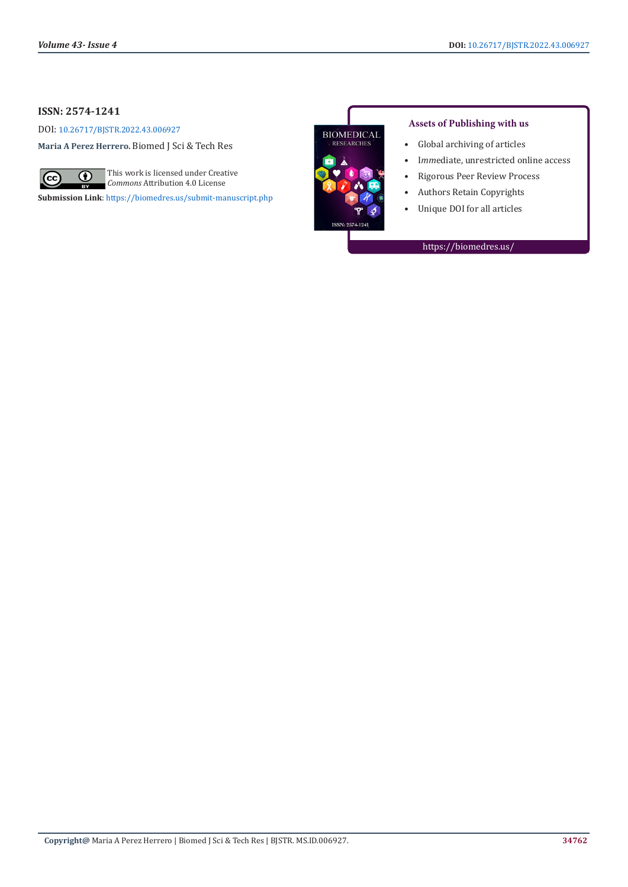**ISSN: 2574-1241**

DOI: 10.26717/BJSTR.2022.43.006927

**Maria A Perez Herrero.** Biomed J Sci & Tech Res

This work is licensed under Creative *Commons* Attribution 4.0 License

**Submission Link**: https://biomedres.us/submit-manuscript.php

**Assets of Publishing with us**

- Global archiving of articles
- Immediate, unrestricted online access
- Rigorous Peer Review Process
- Authors Retain Copyrights
- Unique DOI for all articles

https://biomedres.us/